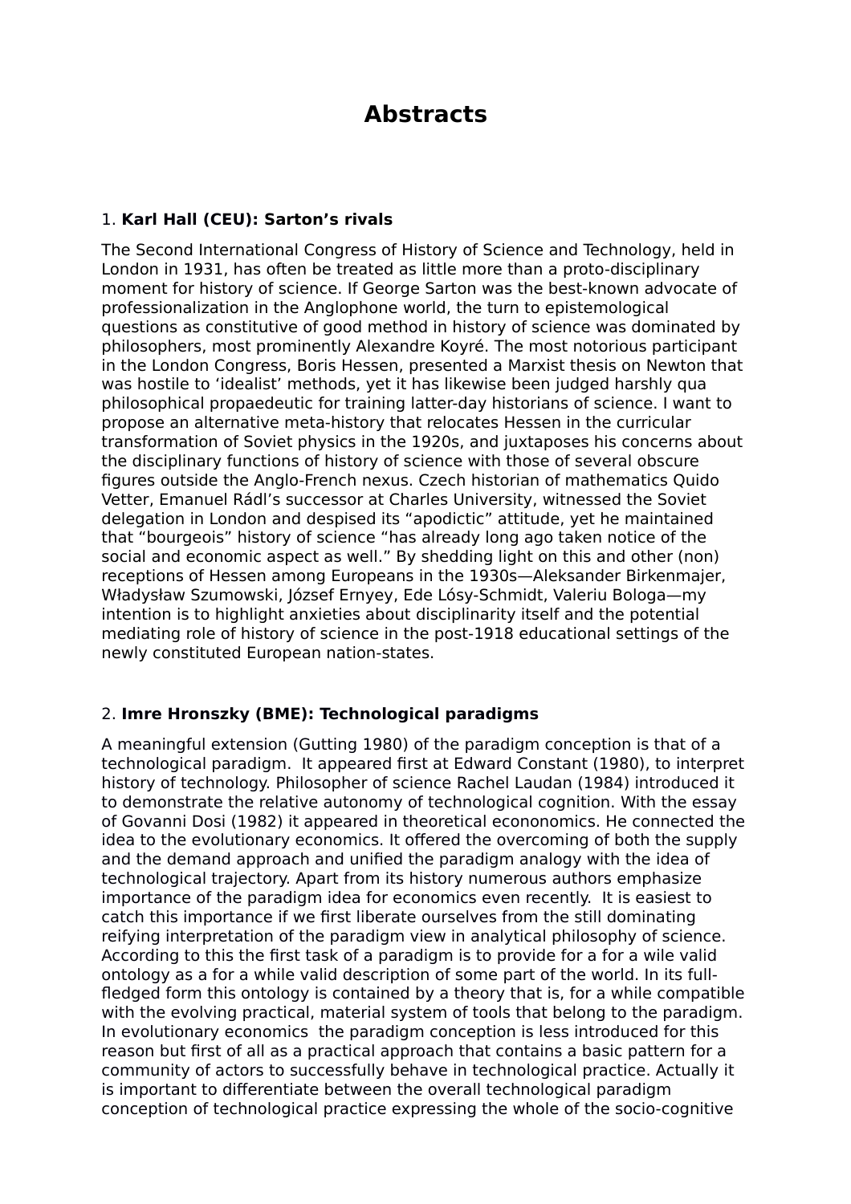# Abstracts

1. **Karl Hall (CEU): Sarton's rivals**

The Second International Congress of History of Science and Technology, held in London in 1931, has often be treated as little more than a proto-disciplinary moment for history of science. If George Sarton was the best-known advocate of professionalization in the Anglophone world, the turn to epistemological questions as constitutive of good method in history of science was dominated by philosophers, most prominently Alexandre Koyré. The most notorious participant in the London Congress, Boris Hessen, presented a Marxist thesis on Newton that was hostile to 'idealist' methods, yet it has likewise been judged harshly qua philosophical propaedeutic for training latter-day historians of science. I want to propose an alternative meta-history that relocates Hessen in the curricular transformation of Soviet physics in the 1920s, and juxtaposes his concerns about the disciplinary functions of history of science with those of several obscure figures outside the Anglo-French nexus. Czech historian of mathematics Quido Vetter, Emanuel Rádl's successor at Charles University, witnessed the Soviet delegation in London and despised its "apodictic" attitude, yet he maintained that "bourgeois" history of science "has already long ago taken notice of the social and economic aspect as well." By shedding light on this and other (non) receptions of Hessen among Europeans in the 1930s—Aleksander Birkenmajer, Władysław Szumowski, József Ernyey, Ede Lósy-Schmidt, Valeriu Bologa—my intention is to highlight anxieties about disciplinarity itself and the potential mediating role of history of science in the post-1918 educational settings of the newly constituted European nation-states.

2. **Imre Hronszky (BME): Technological paradigms**

A meaningful extension (Gutting 1980) of the paradigm conception is that of a technological paradigm. It appeared first at Edward Constant (1980), to interpret history of technology. Philosopher of science Rachel Laudan (1984) introduced it to demonstrate the relative autonomy of technological cognition. With the essay of Govanni Dosi (1982) it appeared in theoretical econonomics. He connected the idea to the evolutionary economics. It offered the overcoming of both the supply and the demand approach and unified the paradigm analogy with the idea of technological trajectory. Apart from its history numerous authors emphasize importance of the paradigm idea for economics even recently. It is easiest to catch this importance if we first liberate ourselves from the still dominating reifying interpretation of the paradigm view in analytical philosophy of science. According to this the first task of a paradigm is to provide for a for a wile valid ontology as a for a while valid description of some part of the world. In its full-fledged form this ontology is contained by a theory that is, for a while compatible with the evolving practical, material system of tools that belong to the paradigm. In evolutionary economics the paradigm conception is less introduced for this reason but first of all as a practical approach that contains a basic pattern for a community of actors to successfully behave in technological practice. Actually it is important to differentiate between the overall technological paradigm conception of technological practice expressing the whole of the socio-cognitive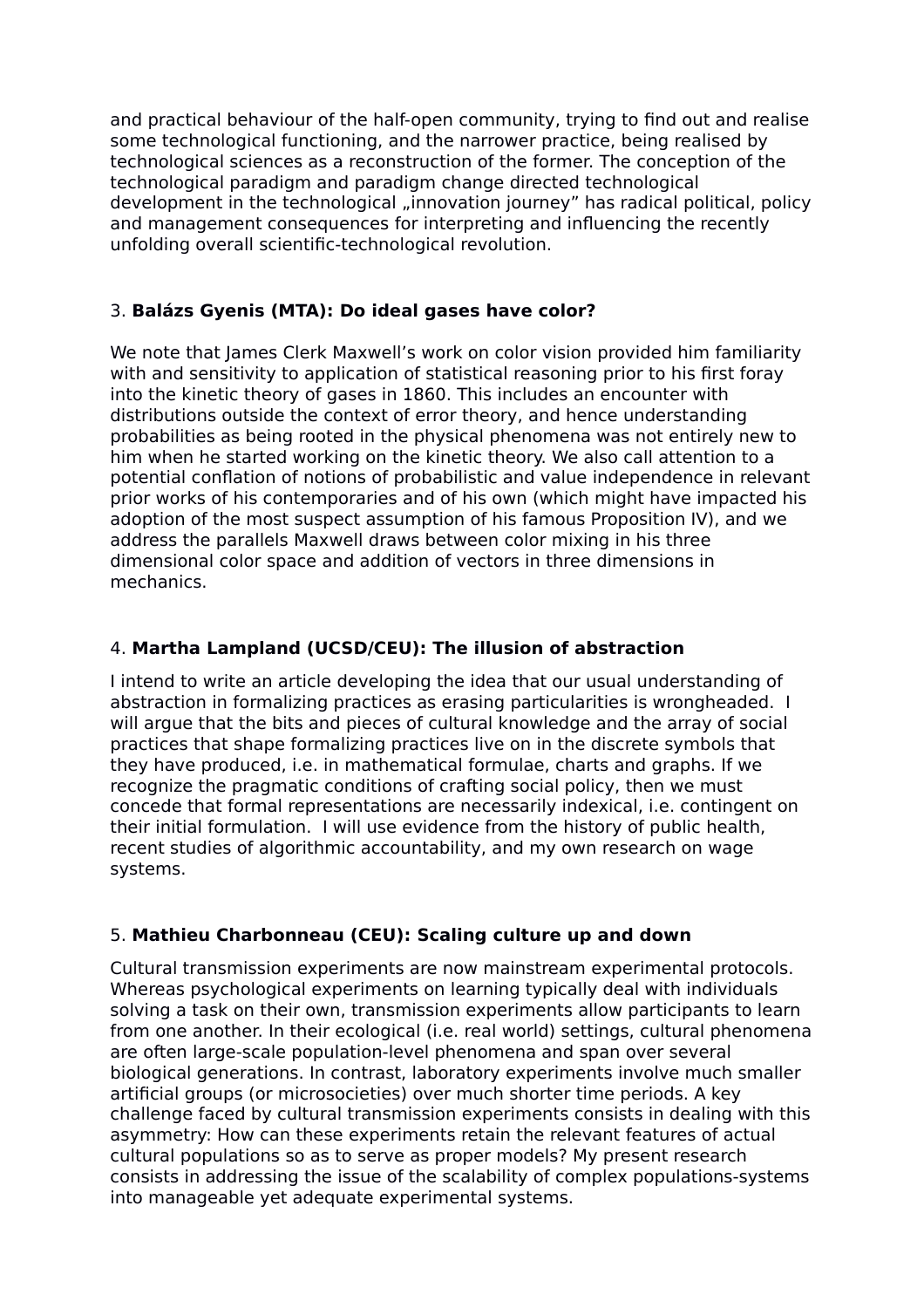and practical behaviour of the half-open community, trying to find out and realise some technological functioning, and the narrower practice, being realised by technological sciences as a reconstruction of the former. The conception of the technological paradigm and paradigm change directed technological development in the technological „innovation journey" has radical political, policy and management consequences for interpreting and influencing the recently unfolding overall scientific-technological revolution.

3. **Balázs Gyenis (MTA): Do ideal gases have color?**

We note that James Clerk Maxwell's work on color vision provided him familiarity with and sensitivity to application of statistical reasoning prior to his first foray into the kinetic theory of gases in 1860. This includes an encounter with distributions outside the context of error theory, and hence understanding probabilities as being rooted in the physical phenomena was not entirely new to him when he started working on the kinetic theory. We also call attention to a potential conflation of notions of probabilistic and value independence in relevant prior works of his contemporaries and of his own (which might have impacted his adoption of the most suspect assumption of his famous Proposition IV), and we address the parallels Maxwell draws between color mixing in his three dimensional color space and addition of vectors in three dimensions in mechanics.

4. **Martha Lampland (UCSD/CEU): The illusion of abstraction**

I intend to write an article developing the idea that our usual understanding of abstraction in formalizing practices as erasing particularities is wrongheaded. I will argue that the bits and pieces of cultural knowledge and the array of social practices that shape formalizing practices live on in the discrete symbols that they have produced, i.e. in mathematical formulae, charts and graphs. If we recognize the pragmatic conditions of crafting social policy, then we must concede that formal representations are necessarily indexical, i.e. contingent on their initial formulation. I will use evidence from the history of public health, recent studies of algorithmic accountability, and my own research on wage systems.

5. **Mathieu Charbonneau (CEU): Scaling culture up and down**

Cultural transmission experiments are now mainstream experimental protocols. Whereas psychological experiments on learning typically deal with individuals solving a task on their own, transmission experiments allow participants to learn from one another. In their ecological (i.e. real world) settings, cultural phenomena are often large-scale population-level phenomena and span over several biological generations. In contrast, laboratory experiments involve much smaller artificial groups (or microsocieties) over much shorter time periods. A key challenge faced by cultural transmission experiments consists in dealing with this asymmetry: How can these experiments retain the relevant features of actual cultural populations so as to serve as proper models? My present research consists in addressing the issue of the scalability of complex populations-systems into manageable yet adequate experimental systems.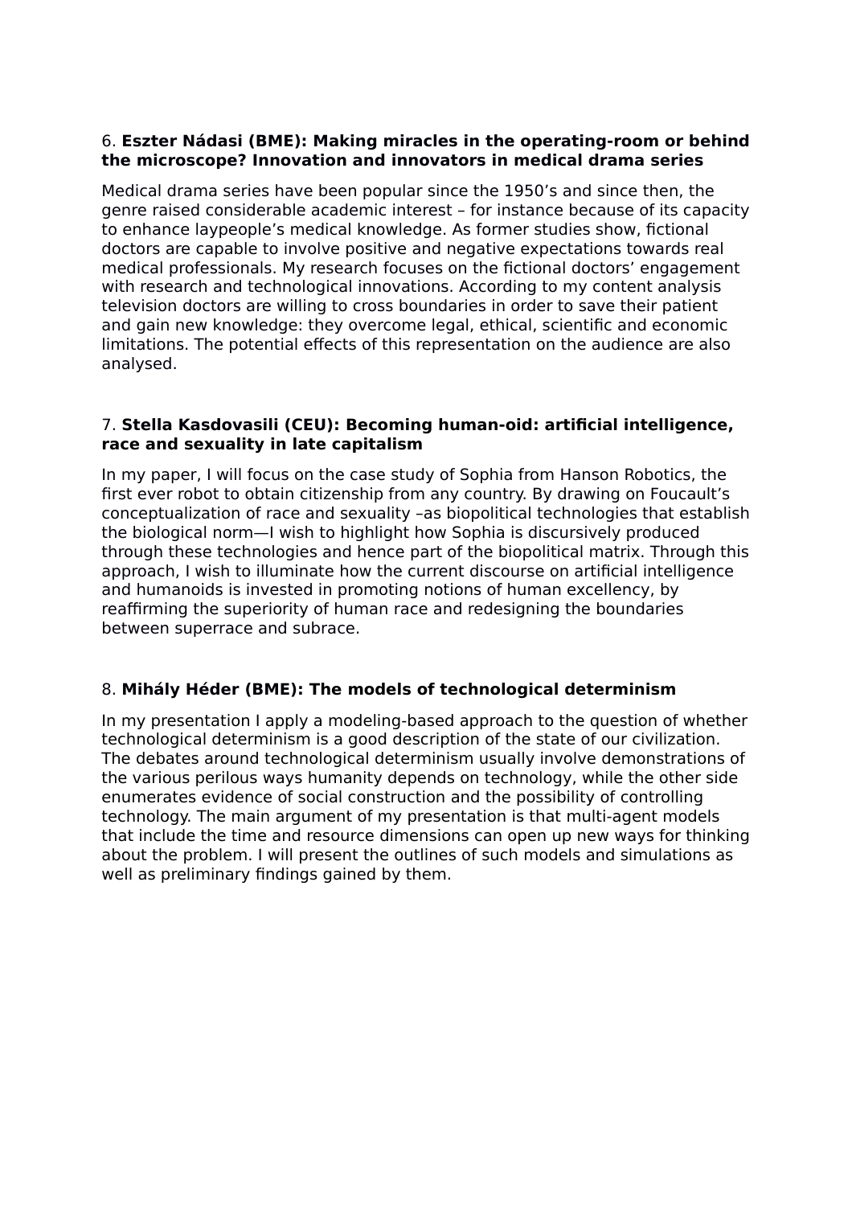6. **Eszter Nádasi (BME): Making miracles in the operating-room or behind the microscope? Innovation and innovators in medical drama series**

Medical drama series have been popular since the 1950’s and since then, the genre raised considerable academic interest – for instance because of its capacity to enhance laypeople’s medical knowledge. As former studies show, fictional doctors are capable to involve positive and negative expectations towards real medical professionals. My research focuses on the fictional doctors’ engagement with research and technological innovations. According to my content analysis television doctors are willing to cross boundaries in order to save their patient and gain new knowledge: they overcome legal, ethical, scientific and economic limitations. The potential effects of this representation on the audience are also analysed.

7. **Stella Kasdovasili (CEU): Becoming human-oid: artificial intelligence, race and sexuality in late capitalism**

In my paper, I will focus on the case study of Sophia from Hanson Robotics, the first ever robot to obtain citizenship from any country. By drawing on Foucault’s conceptualization of race and sexuality –as biopolitical technologies that establish the biological norm—I wish to highlight how Sophia is discursively produced through these technologies and hence part of the biopolitical matrix. Through this approach, I wish to illuminate how the current discourse on artificial intelligence and humanoids is invested in promoting notions of human excellency, by reaffirming the superiority of human race and redesigning the boundaries between superrace and subrace.

8. **Mihály Héder (BME): The models of technological determinism**

In my presentation I apply a modeling-based approach to the question of whether technological determinism is a good description of the state of our civilization. The debates around technological determinism usually involve demonstrations of the various perilous ways humanity depends on technology, while the other side enumerates evidence of social construction and the possibility of controlling technology. The main argument of my presentation is that multi-agent models that include the time and resource dimensions can open up new ways for thinking about the problem. I will present the outlines of such models and simulations as well as preliminary findings gained by them.